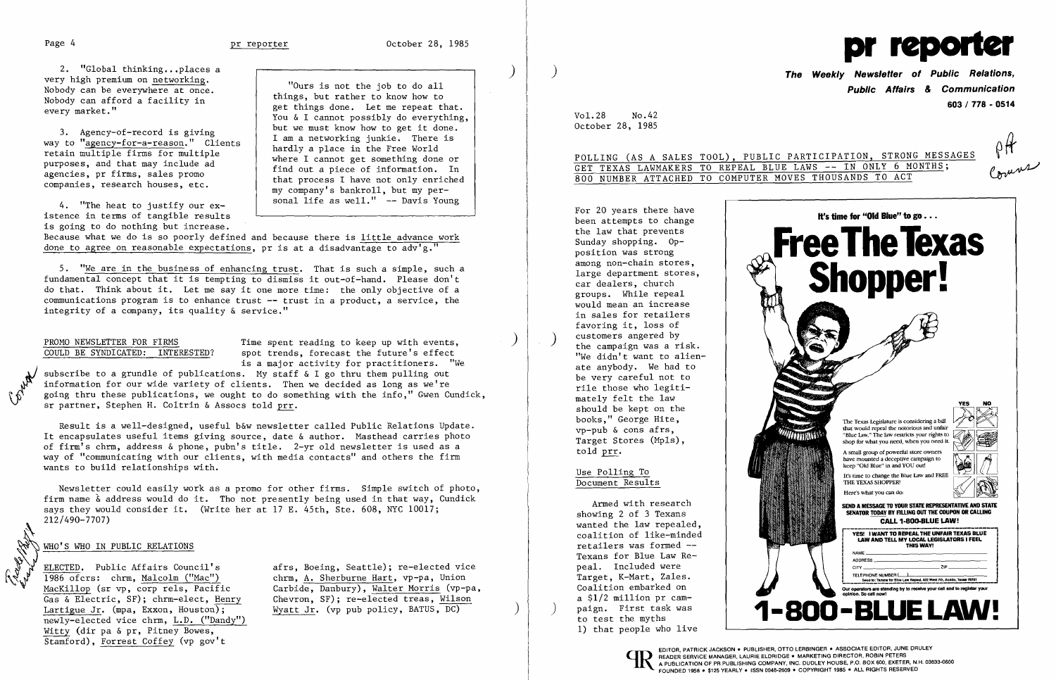2. "Global thinking...places a very high premium on networking. Nobody can be everywhere at once. Nobody can afford a facility in every market."

3. Agency-of-record is giving way to "agency-for-a-reason." Clients retain multiple firms for multiple purposes, and that may include ad agencies, pr firms, sales promo companies, research houses, etc.

> "Ours is not the job to do all things, but rather to know how to get things done. Let me repeat that. You & I cannot possibly do everything, but we must know how to get it done. I am a networking junkie. There is hardly a place in the Free World where I cannot get something done or find out a piece of information. In that process I have not only enriched my company's bankroll, but my personal life as well." -- Davis Young

4. "The heat to justify our existence in terms of tangible results is going to do nothing but increase. Because what we do is so poorly defined and because there is little advance work done to agree on reasonable expectations, pr is at a disadvantage to adv'g."

5. "We are in the business of enhancing trust. That is such a simple, such a fundamental concept that it is tempting to dismiss it out-of-hand. Please don't do that. Think about it. Let me say it one more time: the only objective of a communications program is to enhance trust -- trust in a product, a service, the integrity of a company, its quality & service."

**PROMO NEWSLETTER FOR FIRMS COULD BE SYNDICATED: INTERESTED?**

Time spent reading to keep up with events, spot trends, forecast the future's effect is a major activity for practitioners. "We subscribe to a grundle of publications. My staff & I go thru them pulling out information for our wide variety of clients. Then we decided as long as we're going thru these publications, we ought to do something with the info," Gwen Cundick, sr partner, Stephen H. Coltrin & Assocs told prr.

Result is a well-designed, useful b&w newsletter called Public Relations Update. It encapsulates useful items giving source, date & author. Masthead carries photo of firm's chrm, address & phone, pubn's title. 2-yr old newsletter is used as a way of "communicating with our clients, with media contacts" and others the firm wants to build relationships with.

Newsletter could easily work as a promo for other firms. Simple switch of photo, firm name & address would do it. Tho not presently being used in that way, Cundick says they would consider it. (Write her at 17 E. 45th, Ste. 608, NYC 10017; 212/490-7707)

## WHO'S WHO IN PUBLIC RELATIONS

ELECTED. Public Affairs Council's 1986 ofcrs: chrm, Malcolm ("Mac") MacKillop (sr vp, corp rels, Pacific Gas & Electric, SF); chrm-elect, Henry Lartigue Jr. (mpa, Exxon, Houston); newly-elected vice chrm, L.D. ("Dandy") Witty (dir pa & pr, Pitney Bowes, Stamford), Forrest Coffey (vp gov't afrs, Boeing, Seattle); re-elected vice chrm, A. Sherburne Hart, vp-pa, Union Carbide, Danbury), Walter Morris (vp-pa, Chevron, SF); re-elected treas, Wilson Wyatt Jr. (vp pub policy, BATUS, DC)

# pr reporter

**The Weekly Newsletter of Public Relations, Public Affairs & Communication**

603 / 778 - 0514

Vol.28 No.42
October 28, 1985

## POLLING (AS A SALES TOOL), PUBLIC PARTICIPATION, STRONG MESSAGES GET TEXAS LAWMAKERS TO REPEAL BLUE LAWS -- IN ONLY 6 MONTHS; 800 NUMBER ATTACHED TO COMPUTER MOVES THOUSANDS TO ACT

For 20 years there have been attempts to change the law that prevents Sunday shopping. Opposition was strong among non-chain stores, large department stores, car dealers, church groups. While repeal would mean an increase in sales for retailers favoring it, loss of customers angered by the campaign was a risk. "We didn't want to alienate anybody. We had to be very careful not to rile those who legitimately felt the law should be kept on the books," George Hite, vp-pub & cons afrs, Target Stores (Mpls), told prr.

### Use Polling To Document Results

Armed with research showing 2 of 3 Texans wanted the law repealed, coalition of like-minded retailers was formed -- Texans for Blue Law Repeal. Included were Target, K-Mart, Zales. Coalition embarked on a $1/2 million pr campaign. First task was to test the myths 1) that people who live

It's time for "Old Blue" to go . . .

**Free The Texas Shopper!**

| | YES | NO |
|---|---|---|

The Texas Legislature is considering a bill that would repeal the notorious and unfair "Blue Law." The law restricts your rights to shop for what you need, when you need it.

A small group of powerful store owners have mounted a deceptive campaign to keep "Old Blue" in and YOU out!

It's time to change the Blue Law and FREE THE TEXAS SHOPPER!

Here's what you can do:

SEND A MESSAGE TO YOUR STATE REPRESENTATIVE AND STATE SENATOR TODAY BY FILLING OUT THE COUPON OR CALLING

CALL 1-800-BLUE LAW!

YES! I WANT TO REPEAL THE UNFAIR TEXAS BLUE LAW AND TELL MY LOCAL LEGISLATORS I FEEL THIS WAY!

NAME
ADDRESS
CITY ZIP
TELEPHONE NUMBER

Our operators are standing by to receive your call and to register your opinion. So call now!

**1-800-BLUE LAW!**

EDITOR, PATRICK JACKSON • PUBLISHER, OTTO LERBINGER • ASSOCIATE EDITOR, JUNE DRULEY
READER SERVICE MANAGER, LAURIE ELDRIDGE • MARKETING DIRECTOR, ROBIN PETERS
A PUBLICATION OF PR PUBLISHING COMPANY, INC. DUDLEY HOUSE, P.O. BOX 600, EXETER, N.H. 03833-0600
FOUNDED 1958 • $125 YEARLY • ISSN 0048-2609 • COPYRIGHT 1985 • ALL RIGHTS RESERVED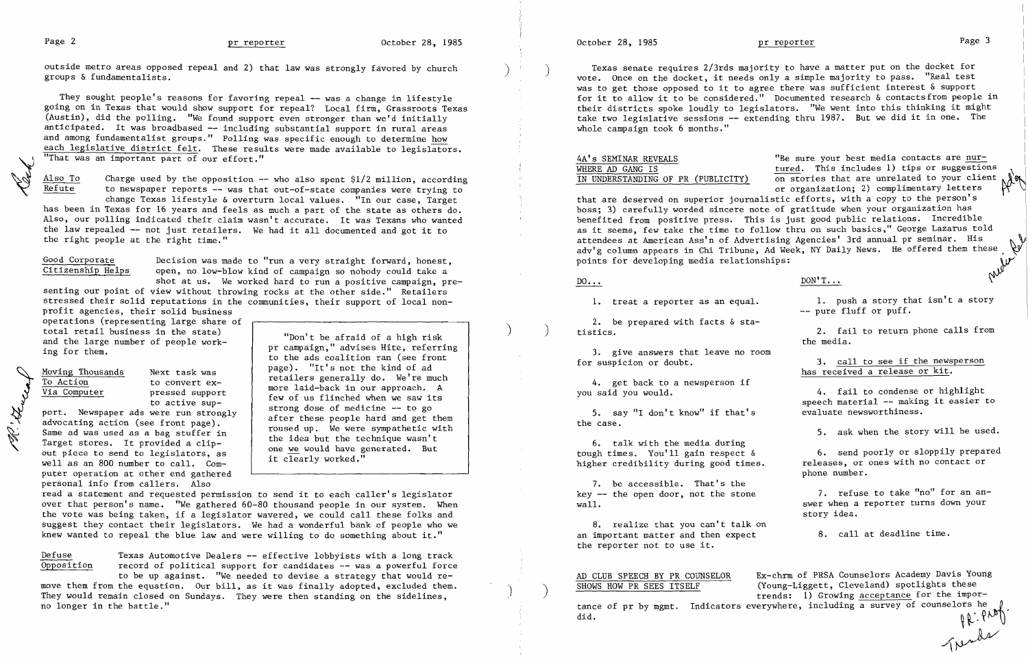outside metro areas opposed repeal and 2) that law was strongly favored by church groups & fundamentalists.

They sought people's reasons for favoring repeal -- was a change in lifestyle going on in Texas that would show support for repeal? Local firm, Grassroots Texas (Austin), did the polling. "We found support even stronger than we'd initially anticipated. It was broadbased -- including substantial support in rural areas and among fundamentalist groups." Polling was specific enough to determine how each legislative district felt. These results were made available to legislators. "That was an important part of our effort."

**Also To Refute** Charge used by the opposition -- who also spent $1/2 million, according to newspaper reports -- was that out-of-state companies were trying to change Texas lifestyle & overturn local values. "In our case, Target has been in Texas for 16 years and feels as much a part of the state as others do. Also, our polling indicated their claim wasn't accurate. It was Texans who wanted the law repealed -- not just retailers. We had it all documented and got it to the right people at the right time."

**Good Corporate Citizenship Helps** Decision was made to "run a very straight forward, honest, open, no low-blow kind of campaign so nobody could take a shot at us. We worked hard to run a positive campaign, presenting our point of view without throwing rocks at the other side." Retailers stressed their solid reputations in the communities, their support of local non-profit agencies, their solid business operations (representing large share of total retail business in the state) and the large number of people working for them.

> "Don't be afraid of a high risk pr campaign," advises Hite, referring to the ads coalition ran (see front page). "It's not the kind of ad retailers generally do. We're much more laid-back in our approach. A few of us flinched when we saw its strong dose of medicine -- to go after these people hard and get them roused up. We were sympathetic with the idea but the technique wasn't one we would have generated. But it clearly worked."

**Moving Thousands To Action Via Computer** Next task was to convert expressed support to active support. Newspaper ads were run strongly advocating action (see front page). Same ad was used as a bag stuffer in Target stores. It provided a clip-out piece to send to legislators, as well as an 800 number to call. Computer operation at other end gathered personal info from callers. Also read a statement and requested permission to send it to each caller's legislator over that person's name. "We gathered 60-80 thousand people in our system. When the vote was being taken, if a legislator wavered, we could call these folks and suggest they contact their legislators. We had a wonderful bank of people who we knew wanted to repeal the blue law and were willing to do something about it."

**Defuse Opposition** Texas Automotive Dealers -- effective lobbyists with a long track record of political support for candidates -- was a powerful force to be up against. "We needed to devise a strategy that would remove them from the equation. Our bill, as it was finally adopted, excluded them. They would remain closed on Sundays. They were then standing on the sidelines, no longer in the battle."

Texas senate requires 2/3rds majority to have a matter put on the docket for vote. Once on the docket, it needs only a simple majority to pass. "Real test was to get those opposed to it to agree there was sufficient interest & support for it to allow it to be considered." Documented research & contacts from people in their districts spoke loudly to legislators. "We went into this thinking it might take two legislative sessions -- extending thru 1987. But we did it in one. The whole campaign took 6 months."

## 4A's SEMINAR REVEALS WHERE AD GANG IS IN UNDERSTANDING OF PR (PUBLICITY)

"Be sure your best media contacts are nurtured. This includes 1) tips or suggestions on stories that are unrelated to your client or organization; 2) complimentary letters that are deserved on superior journalistic efforts, with a copy to the person's boss; 3) carefully worded sincere note of gratitude when your organization has benefited from positive press. This is just good public relations. Incredible as it seems, few take the time to follow thru on such basics," George Lazarus told attendees at American Ass'n of Advertising Agencies' 3rd annual pr seminar. His adv'g column appears in Chi Tribune, Ad Week, NY Daily News. He offered them these points for developing media relationships:

**DO...**

1. treat a reporter as an equal.
2. be prepared with facts & statistics.
3. give answers that leave no room for suspicion or doubt.
4. get back to a newsperson if you said you would.
5. say "I don't know" if that's the case.
6. talk with the media during tough times. You'll gain respect & higher credibility during good times.
7. be accessible. That's the key -- the open door, not the stone wall.
8. realize that you can't talk on an important matter and then expect the reporter not to use it.

**DON'T...**

1. push a story that isn't a story -- pure fluff or puff.
2. fail to return phone calls from the media.
3. call to see if the newsperson has received a release or kit.
4. fail to condense or highlight speech material -- making it easier to evaluate newsworthiness.
5. ask when the story will be used.
6. send poorly or sloppily prepared releases, or ones with no contact or phone number.
7. refuse to take "no" for an answer when a reporter turns down your story idea.
8. call at deadline time.

## AD CLUB SPEECH BY PR COUNSELOR SHOWS HOW PR SEES ITSELF

Ex-chrm of PRSA Counselors Academy Davis Young (Young-Liggett, Cleveland) spotlights these trends: 1) Growing acceptance for the importance of pr by mgmt. Indicators everywhere, including a survey of counselors he did.